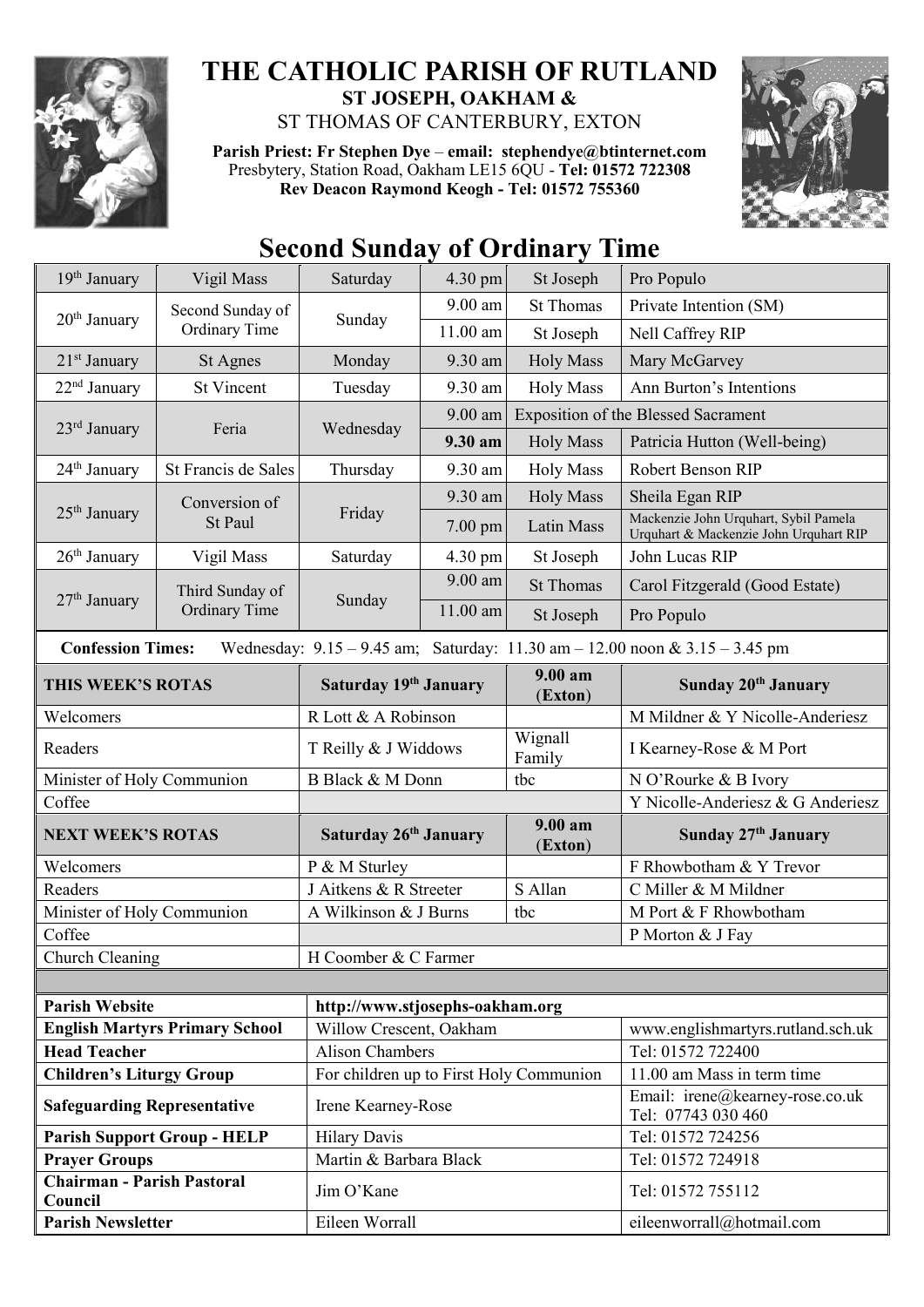# THE CATHOLIC PARISH OF RUTLAND

## ST JOSEPH, OAKHAM &
## ST THOMAS OF CANTERBURY, EXTON

**Parish Priest: Fr Stephen Dye** – **email: stephendye@btinternet.com**
Presbytery, Station Road, Oakham LE15 6QU - **Tel: 01572 722308**
**Rev Deacon Raymond Keogh - Tel: 01572 755360**

# Second Sunday of Ordinary Time

| | | | | | |
|---|---|---|---|---|---|
| 19th January | Vigil Mass | Saturday | 4.30 pm | St Joseph | Pro Populo |
| 20th January | Second Sunday of Ordinary Time | Sunday | 9.00 am | St Thomas | Private Intention (SM) |
| | | | 11.00 am | St Joseph | Nell Caffrey RIP |
| 21st January | St Agnes | Monday | 9.30 am | Holy Mass | Mary McGarvey |
| 22nd January | St Vincent | Tuesday | 9.30 am | Holy Mass | Ann Burton's Intentions |
| 23rd January | Feria | Wednesday | 9.00 am | Exposition of the Blessed Sacrament | |
| | | | **9.30 am** | Holy Mass | Patricia Hutton (Well-being) |
| 24th January | St Francis de Sales | Thursday | 9.30 am | Holy Mass | Robert Benson RIP |
| 25th January | Conversion of St Paul | Friday | 9.30 am | Holy Mass | Sheila Egan RIP |
| | | | 7.00 pm | Latin Mass | Mackenzie John Urquhart, Sybil Pamela Urquhart & Mackenzie John Urquhart RIP |
| 26th January | Vigil Mass | Saturday | 4.30 pm | St Joseph | John Lucas RIP |
| 27th January | Third Sunday of Ordinary Time | Sunday | 9.00 am | St Thomas | Carol Fitzgerald (Good Estate) |
| | | | 11.00 am | St Joseph | Pro Populo |

**Confession Times:** Wednesday: 9.15 – 9.45 am; Saturday: 11.30 am – 12.00 noon & 3.15 – 3.45 pm

| **THIS WEEK'S ROTAS** | **Saturday 19th January** | **9.00 am (Exton)** | **Sunday 20th January** |
|---|---|---|---|
| Welcomers | R Lott & A Robinson | | M Mildner & Y Nicolle-Anderiesz |
| Readers | T Reilly & J Widdows | Wignall Family | I Kearney-Rose & M Port |
| Minister of Holy Communion | B Black & M Donn | tbc | N O'Rourke & B Ivory |
| Coffee | | | Y Nicolle-Anderiesz & G Anderiesz |
| **NEXT WEEK'S ROTAS** | **Saturday 26th January** | **9.00 am (Exton)** | **Sunday 27th January** |
| Welcomers | P & M Sturley | | F Rhowbotham & Y Trevor |
| Readers | J Aitkens & R Streeter | S Allan | C Miller & M Mildner |
| Minister of Holy Communion | A Wilkinson & J Burns | tbc | M Port & F Rhowbotham |
| Coffee | | | P Morton & J Fay |
| Church Cleaning | H Coomber & C Farmer | | |

| | | |
|---|---|---|
| **Parish Website** | **http://www.stjosephs-oakham.org** | |
| **English Martyrs Primary School** | Willow Crescent, Oakham | www.englishmartyrs.rutland.sch.uk |
| **Head Teacher** | Alison Chambers | Tel: 01572 722400 |
| **Children's Liturgy Group** | For children up to First Holy Communion | 11.00 am Mass in term time |
| **Safeguarding Representative** | Irene Kearney-Rose | Email: irene@kearney-rose.co.uk Tel: 07743 030 460 |
| **Parish Support Group - HELP** | Hilary Davis | Tel: 01572 724256 |
| **Prayer Groups** | Martin & Barbara Black | Tel: 01572 724918 |
| **Chairman - Parish Pastoral Council** | Jim O'Kane | Tel: 01572 755112 |
| **Parish Newsletter** | Eileen Worrall | eileenworrall@hotmail.com |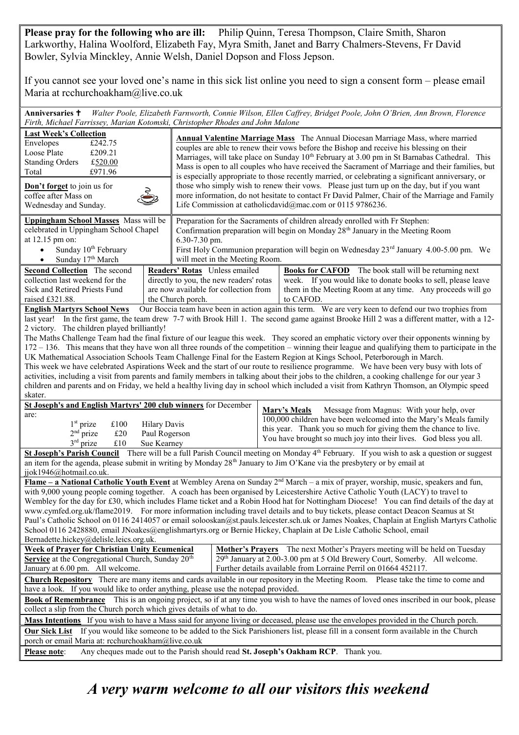**Please pray for the following who are ill:** Philip Quinn, Teresa Thompson, Claire Smith, Sharon Larkworthy, Halina Woolford, Elizabeth Fay, Myra Smith, Janet and Barry Chalmers-Stevens, Fr David Bowler, Sylvia Minckley, Annie Welsh, Daniel Dopson and Floss Jepson.

If you cannot see your loved one's name in this sick list online you need to sign a consent form – please email Maria at rcchurchoakham@live.co.uk

**Anniversaries ✝** *Walter Poole, Elizabeth Farnworth, Connie Wilson, Ellen Caffrey, Bridget Poole, John O'Brien, Ann Brown, Florence Firth, Michael Farrissey, Marian Kotomski, Christopher Rhodes and John Malone*

**Last Week's Collection**

| | |
|---|---|
| Envelopes | £242.75 |
| Loose Plate | £209.21 |
| Standing Orders | £520.00 |
| Total | £971.96 |

**Don't forget** to join us for coffee after Mass on Wednesday and Sunday.

**Annual Valentine Marriage Mass** The Annual Diocesan Marriage Mass, where married couples are able to renew their vows before the Bishop and receive his blessing on their Marriages, will take place on Sunday 10th February at 3.00 pm in St Barnabas Cathedral. This Mass is open to all couples who have received the Sacrament of Marriage and their families, but is especially appropriate to those recently married, or celebrating a significant anniversary, or those who simply wish to renew their vows. Please just turn up on the day, but if you want more information, do not hesitate to contact Fr David Palmer, Chair of the Marriage and Family Life Commission at catholicdavid@mac.com or 0115 9786236.

**Uppingham School Masses** Mass will be celebrated in Uppingham School Chapel at 12.15 pm on:

- Sunday 10th February
- Sunday 17th March

Preparation for the Sacraments of children already enrolled with Fr Stephen:
Confirmation preparation will begin on Monday 28th January in the Meeting Room 6.30-7.30 pm.
First Holy Communion preparation will begin on Wednesday 23rd January 4.00-5.00 pm. We will meet in the Meeting Room.

**Second Collection** The second collection last weekend for the Sick and Retired Priests Fund raised £321.88.

**Readers' Rotas** Unless emailed directly to you, the new readers' rotas are now available for collection from the Church porch.

**Books for CAFOD** The book stall will be returning next week. If you would like to donate books to sell, please leave them in the Meeting Room at any time. Any proceeds will go to CAFOD.

**English Martyrs School News** Our Boccia team have been in action again this term. We are very keen to defend our two trophies from last year! In the first game, the team drew 7-7 with Brook Hill 1. The second game against Brooke Hill 2 was a different matter, with a 12-2 victory. The children played brilliantly!

The Maths Challenge Team had the final fixture of our league this week. They scored an emphatic victory over their opponents winning by 172 – 136. This means that they have won all three rounds of the competition – winning their league and qualifying them to participate in the UK Mathematical Association Schools Team Challenge Final for the Eastern Region at Kings School, Peterborough in March.

This week we have celebrated Aspirations Week and the start of our route to resilience programme. We have been very busy with lots of activities, including a visit from parents and family members in talking about their jobs to the children, a cooking challenge for our year 3 children and parents and on Friday, we held a healthy living day in school which included a visit from Kathryn Thomson, an Olympic speed skater.

**St Joseph's and English Martyrs' 200 club winners** for December are:

| | | |
|---|---|---|
| 1st prize | £100 | Hilary Davis |
| 2nd prize | £20 | Paul Rogerson |
| 3rd prize | £10 | Sue Kearney |

**Mary's Meals** Message from Magnus: With your help, over 100,000 children have been welcomed into the Mary's Meals family this year. Thank you so much for giving them the chance to live. You have brought so much joy into their lives. God bless you all.

**St Joseph's Parish Council** There will be a full Parish Council meeting on Monday 4th February. If you wish to ask a question or suggest an item for the agenda, please submit in writing by Monday 28th January to Jim O'Kane via the presbytery or by email at jjok1946@hotmail.co.uk.

**Flame – a National Catholic Youth Event** at Wembley Arena on Sunday 2nd March – a mix of prayer, worship, music, speakers and fun, with 9,000 young people coming together. A coach has been organised by Leicestershire Active Catholic Youth (LACY) to travel to Wembley for the day for £30, which includes Flame ticket and a Robin Hood hat for Nottingham Diocese! You can find details of the day at www.cymfed.org.uk/flame2019. For more information including travel details and to buy tickets, please contact Deacon Seamus at St Paul's Catholic School on 0116 2414057 or email solooskan@st.pauls.leicester.sch.uk or James Noakes, Chaplain at English Martyrs Catholic School 0116 2428880, email JNoakes@englishmartyrs.org or Bernie Hickey, Chaplain at De Lisle Catholic School, email Bernadette.hickey@delisle.leics.org.uk.

**Week of Prayer for Christian Unity Ecumenical Service** at the Congregational Church, Sunday 20th January at 6.00 pm. All welcome.

**Mother's Prayers** The next Mother's Prayers meeting will be held on Tuesday 29th January at 2.00-3.00 pm at 5 Old Brewery Court, Somerby. All welcome. Further details available from Lorraine Perril on 01664 452117.

**Church Repository** There are many items and cards available in our repository in the Meeting Room. Please take the time to come and have a look. If you would like to order anything, please use the notepad provided.

**Book of Remembrance** This is an ongoing project, so if at any time you wish to have the names of loved ones inscribed in our book, please collect a slip from the Church porch which gives details of what to do.

**Mass Intentions** If you wish to have a Mass said for anyone living or deceased, please use the envelopes provided in the Church porch.

**Our Sick List** If you would like someone to be added to the Sick Parishioners list, please fill in a consent form available in the Church porch or email Maria at: rcchurchoakham@live.co.uk

**Please note**: Any cheques made out to the Parish should read **St. Joseph's Oakham RCP**. Thank you.

*A very warm welcome to all our visitors this weekend*